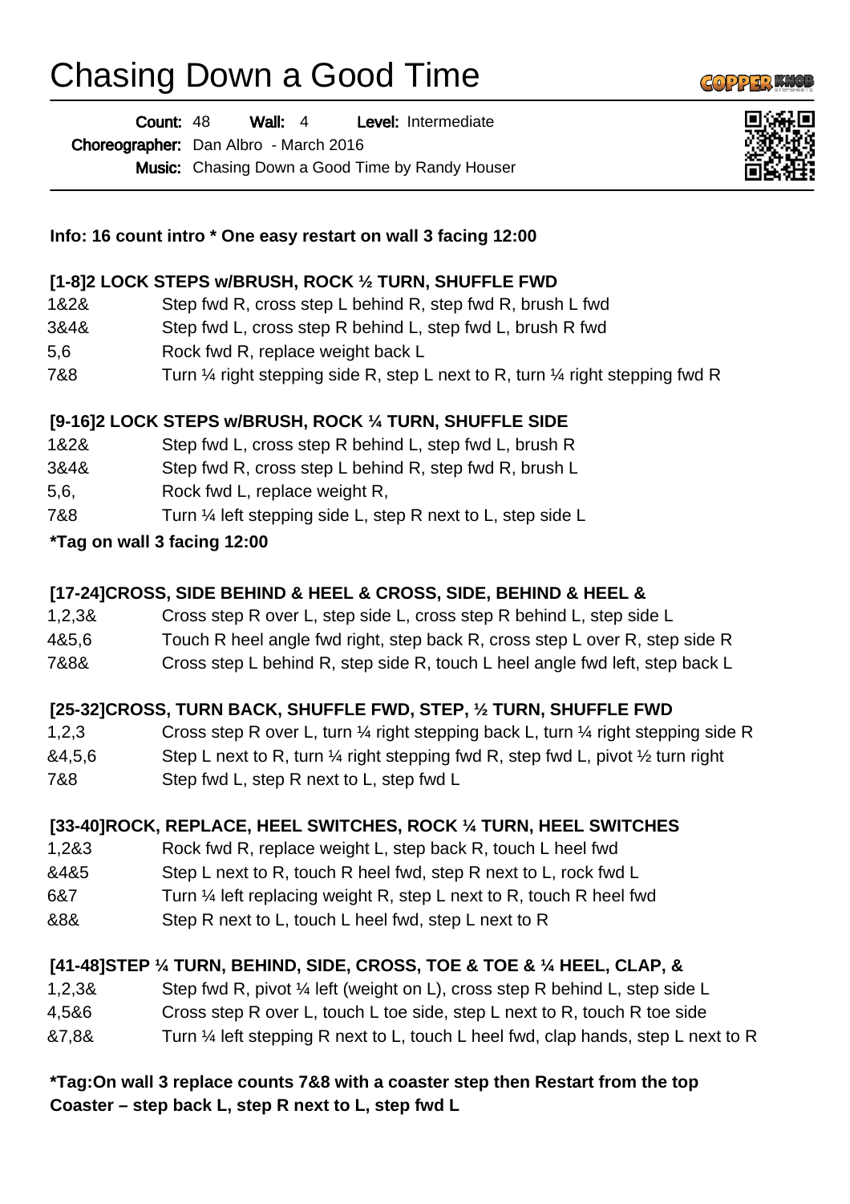# Chasing Down a Good Time

**Count:** 48 **Wall:** 4 **Level:** Intermediate
**Choreographer:** Dan Albro - March 2016
**Music:** Chasing Down a Good Time by Randy Houser

**Info: 16 count intro * One easy restart on wall 3 facing 12:00**

**[1-8]2 LOCK STEPS w/BRUSH, ROCK ½ TURN, SHUFFLE FWD**

| | |
|---|---|
| 1&2& | Step fwd R, cross step L behind R, step fwd R, brush L fwd |
| 3&4& | Step fwd L, cross step R behind L, step fwd L, brush R fwd |
| 5,6 | Rock fwd R, replace weight back L |
| 7&8 | Turn ¼ right stepping side R, step L next to R, turn ¼ right stepping fwd R |

**[9-16]2 LOCK STEPS w/BRUSH, ROCK ¼ TURN, SHUFFLE SIDE**

| | |
|---|---|
| 1&2& | Step fwd L, cross step R behind L, step fwd L, brush R |
| 3&4& | Step fwd R, cross step L behind R, step fwd R, brush L |
| 5,6, | Rock fwd L, replace weight R, |
| 7&8 | Turn ¼ left stepping side L, step R next to L, step side L |

**\*Tag on wall 3 facing 12:00**

**[17-24]CROSS, SIDE BEHIND & HEEL & CROSS, SIDE, BEHIND & HEEL &**

| | |
|---|---|
| 1,2,3& | Cross step R over L, step side L, cross step R behind L, step side L |
| 4&5,6 | Touch R heel angle fwd right, step back R, cross step L over R, step side R |
| 7&8& | Cross step L behind R, step side R, touch L heel angle fwd left, step back L |

**[25-32]CROSS, TURN BACK, SHUFFLE FWD, STEP, ½ TURN, SHUFFLE FWD**

| | |
|---|---|
| 1,2,3 | Cross step R over L, turn ¼ right stepping back L, turn ¼ right stepping side R |
| &4,5,6 | Step L next to R, turn ¼ right stepping fwd R, step fwd L, pivot ½ turn right |
| 7&8 | Step fwd L, step R next to L, step fwd L |

**[33-40]ROCK, REPLACE, HEEL SWITCHES, ROCK ¼ TURN, HEEL SWITCHES**

| | |
|---|---|
| 1,2&3 | Rock fwd R, replace weight L, step back R, touch L heel fwd |
| &4&5 | Step L next to R, touch R heel fwd, step R next to L, rock fwd L |
| 6&7 | Turn ¼ left replacing weight R, step L next to R, touch R heel fwd |
| &8& | Step R next to L, touch L heel fwd, step L next to R |

**[41-48]STEP ¼ TURN, BEHIND, SIDE, CROSS, TOE & TOE & ¼ HEEL, CLAP, &**

| | |
|---|---|
| 1,2,3& | Step fwd R, pivot ¼ left (weight on L), cross step R behind L, step side L |
| 4,5&6 | Cross step R over L, touch L toe side, step L next to R, touch R toe side |
| &7,8& | Turn ¼ left stepping R next to L, touch L heel fwd, clap hands, step L next to R |

**\*Tag:On wall 3 replace counts 7&8 with a coaster step then Restart from the top**
**Coaster – step back L, step R next to L, step fwd L**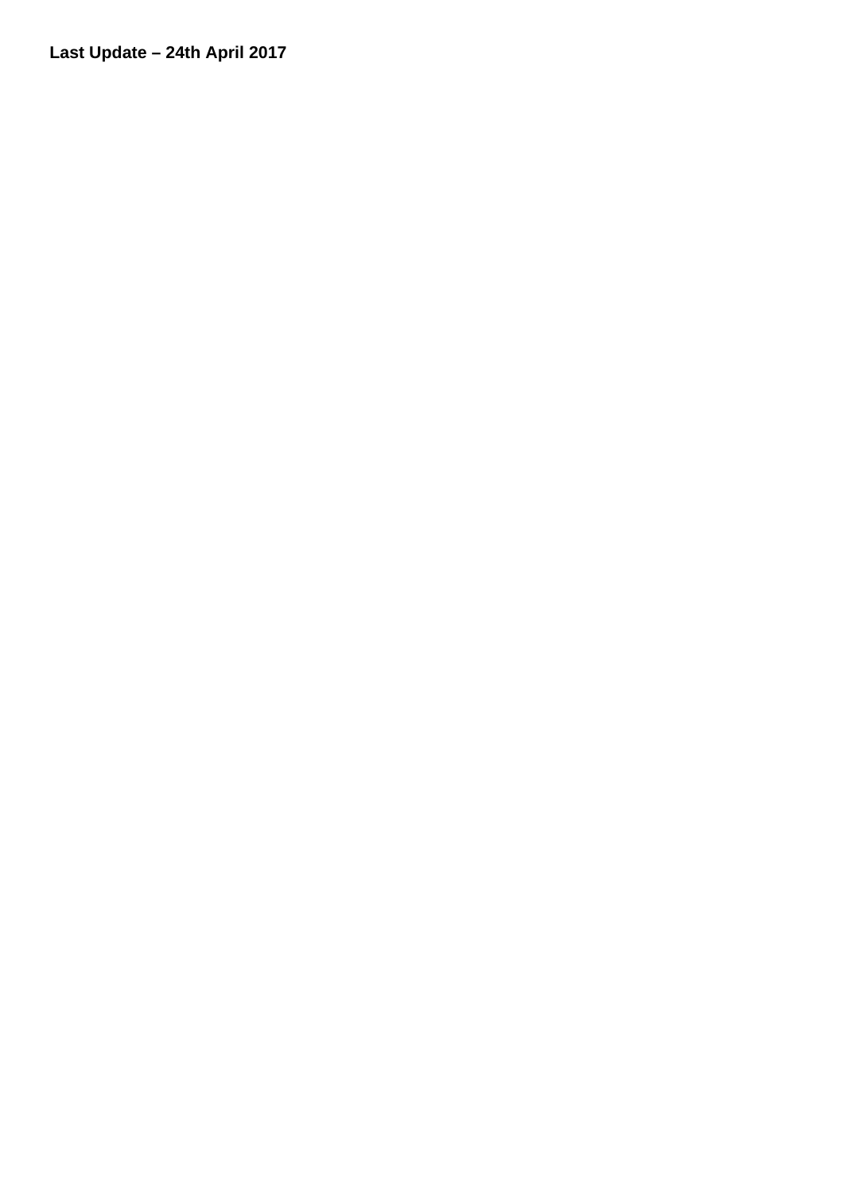**Last Update – 24th April 2017**